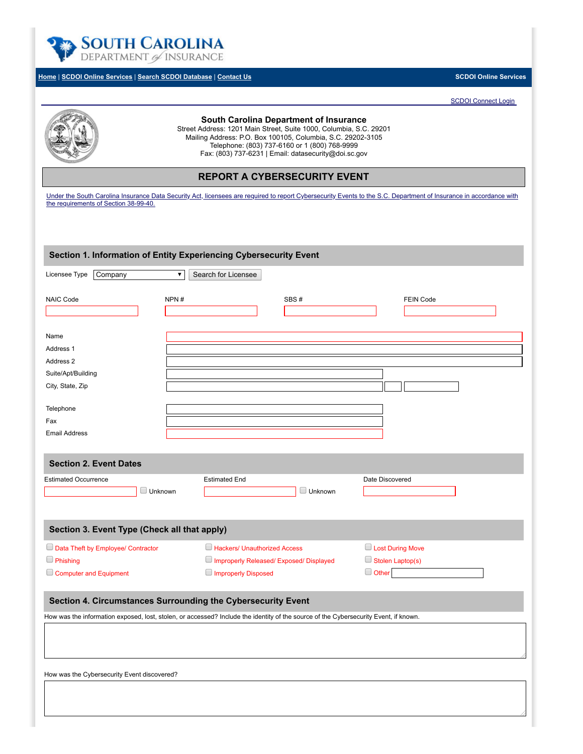# SOUTH CAROLINA DEPARTMENT of INSURANCE

Home | SCDOI Online Services | Search SCDOI Database | Contact Us

SCDOI Online Services

SCDOI Connect Login

**South Carolina Department of Insurance**
Street Address: 1201 Main Street, Suite 1000, Columbia, S.C. 29201
Mailing Address: P.O. Box 100105, Columbia, S.C. 29202-3105
Telephone: (803) 737-6160 or 1 (800) 768-9999
Fax: (803) 737-6231 | Email: datasecurity@doi.sc.gov

## REPORT A CYBERSECURITY EVENT

Under the South Carolina Insurance Data Security Act, licensees are required to report Cybersecurity Events to the S.C. Department of Insurance in accordance with the requirements of Section 38-99-40.

### Section 1. Information of Entity Experiencing Cybersecurity Event

Licensee Type: Company ▾ [Search for Licensee]

| NAIC Code | NPN # | SBS # | FEIN Code |
|---|---|---|---|
| | | | |

Name
Address 1
Address 2
Suite/Apt/Building
City, State, Zip

Telephone
Fax
Email Address

### Section 2. Event Dates

| Estimated Occurrence | Estimated End | Date Discovered |
|---|---|---|
| ☐ Unknown | ☐ Unknown | |

### Section 3. Event Type (Check all that apply)

- ☐ Data Theft by Employee/ Contractor
- ☐ Phishing
- ☐ Computer and Equipment
- ☐ Hackers/ Unauthorized Access
- ☐ Improperly Released/ Exposed/ Displayed
- ☐ Improperly Disposed
- ☐ Lost During Move
- ☐ Stolen Laptop(s)
- ☐ Other

### Section 4. Circumstances Surrounding the Cybersecurity Event

How was the information exposed, lost, stolen, or accessed? Include the identity of the source of the Cybersecurity Event, if known.

How was the Cybersecurity Event discovered?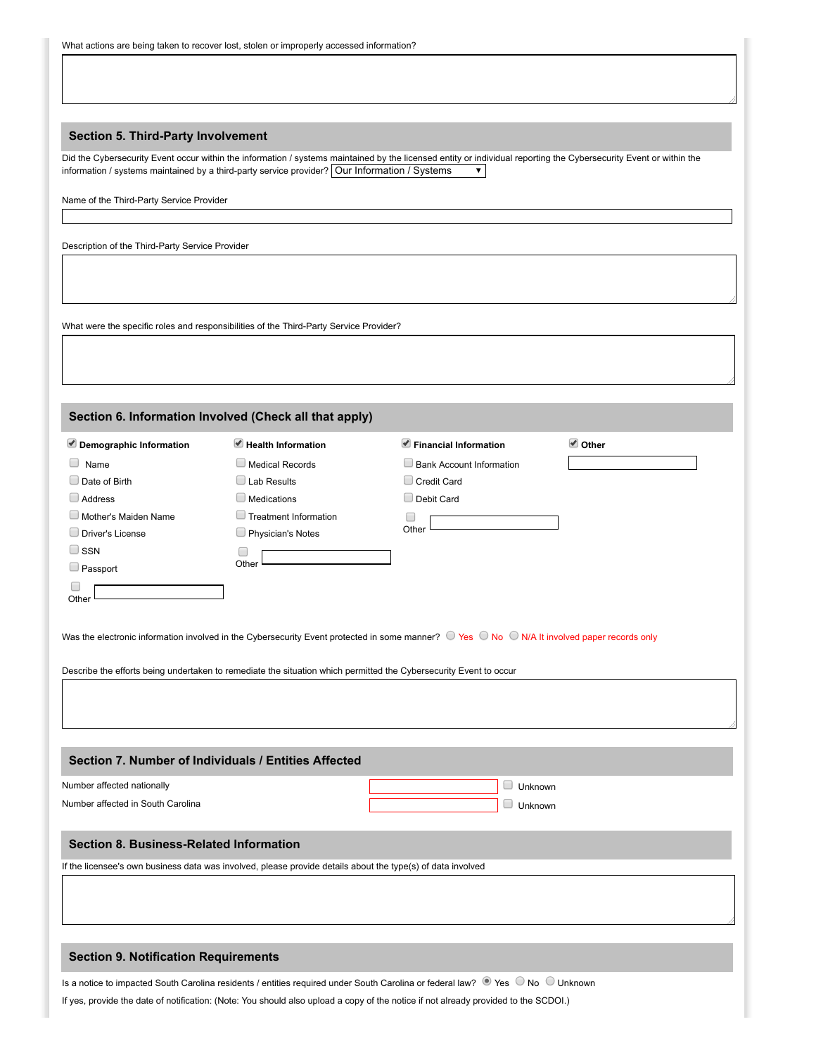What actions are being taken to recover lost, stolen or improperly accessed information?

## Section 5. Third-Party Involvement

Did the Cybersecurity Event occur within the information / systems maintained by the licensed entity or individual reporting the Cybersecurity Event or within the information / systems maintained by a third-party service provider? Our Information / Systems

Name of the Third-Party Service Provider

Description of the Third-Party Service Provider

What were the specific roles and responsibilities of the Third-Party Service Provider?

## Section 6. Information Involved (Check all that apply)

- [x] **Demographic Information**
  - [ ] Name
  - [ ] Date of Birth
  - [ ] Address
  - [ ] Mother's Maiden Name
  - [ ] Driver's License
  - [ ] SSN
  - [ ] Passport
  - [ ] Other

- [x] **Health Information**
  - [ ] Medical Records
  - [ ] Lab Results
  - [ ] Medications
  - [ ] Treatment Information
  - [ ] Physician's Notes
  - [ ] Other

- [x] **Financial Information**
  - [ ] Bank Account Information
  - [ ] Credit Card
  - [ ] Debit Card
  - [ ] Other

- [x] **Other**

Was the electronic information involved in the Cybersecurity Event protected in some manner? ○ Yes ○ No ○ N/A It involved paper records only

Describe the efforts being undertaken to remediate the situation which permitted the Cybersecurity Event to occur

## Section 7. Number of Individuals / Entities Affected

Number affected nationally [ ] Unknown

Number affected in South Carolina [ ] Unknown

## Section 8. Business-Related Information

If the licensee's own business data was involved, please provide details about the type(s) of data involved

## Section 9. Notification Requirements

Is a notice to impacted South Carolina residents / entities required under South Carolina or federal law? ◉ Yes ○ No ○ Unknown

If yes, provide the date of notification: (Note: You should also upload a copy of the notice if not already provided to the SCDOI.)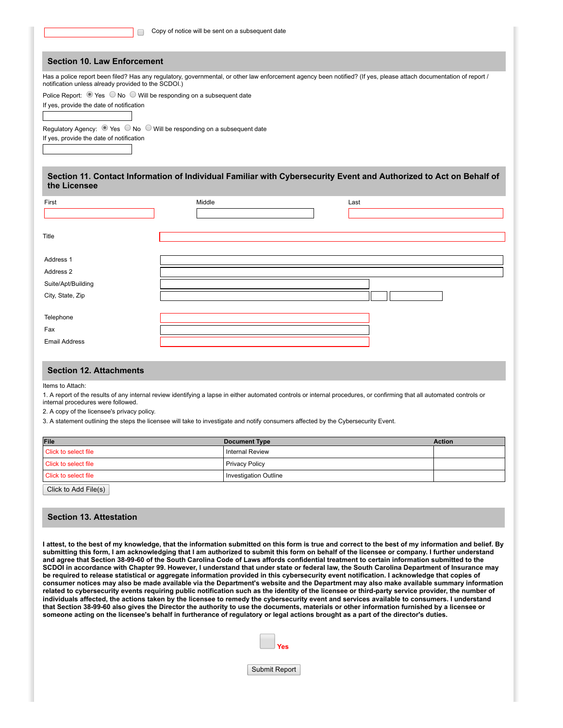☐ Copy of notice will be sent on a subsequent date

## Section 10. Law Enforcement

Has a police report been filed? Has any regulatory, governmental, or other law enforcement agency been notified? (If yes, please attach documentation of report / notification unless already provided to the SCDOI.)

Police Report: ◉ Yes ○ No ○ Will be responding on a subsequent date

If yes, provide the date of notification

Regulatory Agency: ◉ Yes ○ No ○ Will be responding on a subsequent date

If yes, provide the date of notification

## Section 11. Contact Information of Individual Familiar with Cybersecurity Event and Authorized to Act on Behalf of the Licensee

First

Middle

Last

Title

Address 1

Address 2

Suite/Apt/Building

City, State, Zip

Telephone

Fax

Email Address

## Section 12. Attachments

Items to Attach:

1. A report of the results of any internal review identifying a lapse in either automated controls or internal procedures, or confirming that all automated controls or internal procedures were followed.
2. A copy of the licensee's privacy policy.
3. A statement outlining the steps the licensee will take to investigate and notify consumers affected by the Cybersecurity Event.

| File | Document Type | Action |
|---|---|---|
| Click to select file | Internal Review | |
| Click to select file | Privacy Policy | |
| Click to select file | Investigation Outline | |

Click to Add File(s)

## Section 13. Attestation

**I attest, to the best of my knowledge, that the information submitted on this form is true and correct to the best of my information and belief. By submitting this form, I am acknowledging that I am authorized to submit this form on behalf of the licensee or company. I further understand and agree that Section 38-99-60 of the South Carolina Code of Laws affords confidential treatment to certain information submitted to the SCDOI in accordance with Chapter 99. However, I understand that under state or federal law, the South Carolina Department of Insurance may be required to release statistical or aggregate information provided in this cybersecurity event notification. I acknowledge that copies of consumer notices may also be made available via the Department's website and the Department may also make available summary information related to cybersecurity events requiring public notification such as the identity of the licensee or third-party service provider, the number of individuals affected, the actions taken by the licensee to remedy the cybersecurity event and services available to consumers. I understand that Section 38-99-60 also gives the Director the authority to use the documents, materials or other information furnished by a licensee or someone acting on the licensee's behalf in furtherance of regulatory or legal actions brought as a part of the director's duties.**

☐ **Yes**

Submit Report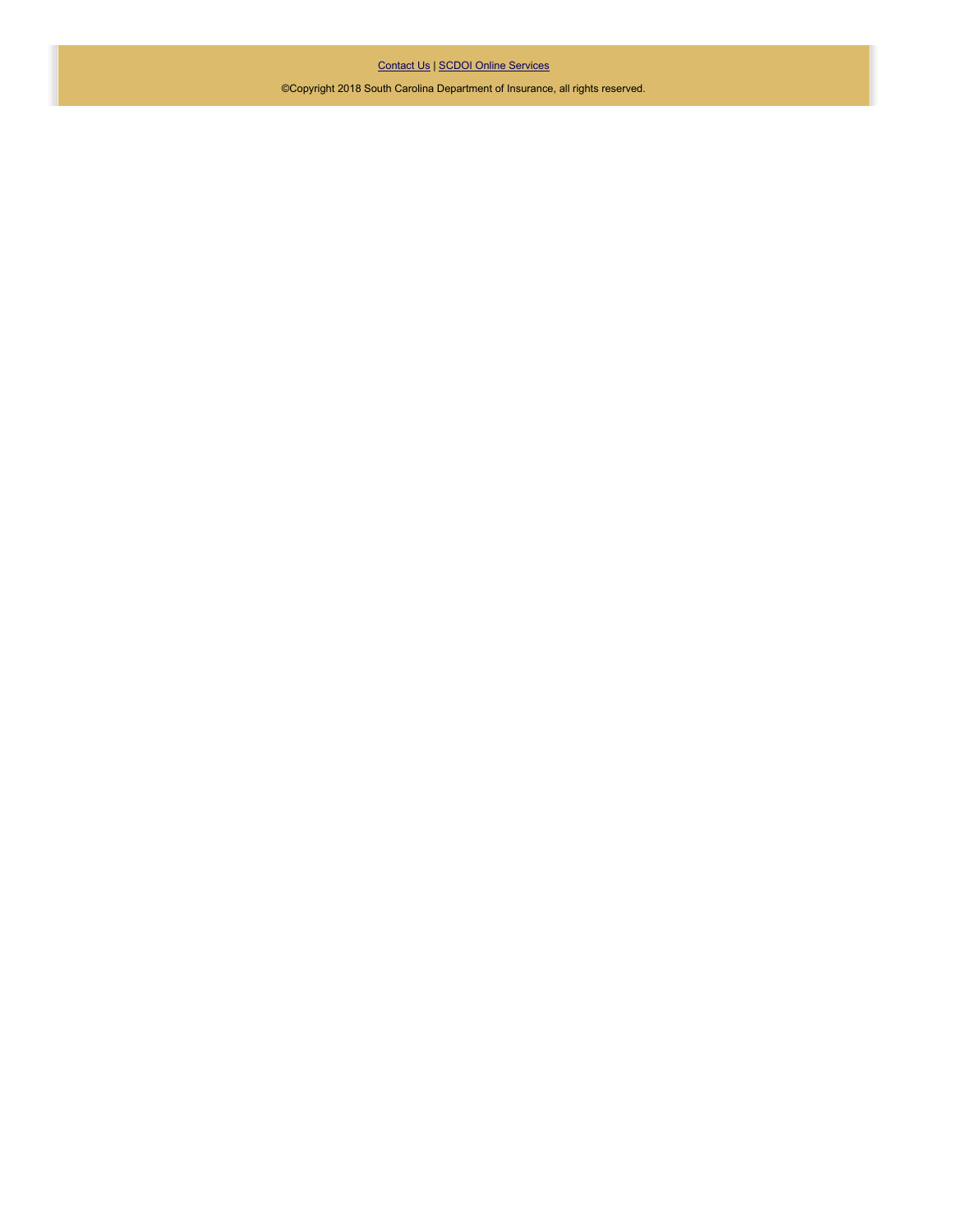[Contact Us](#) | [SCDOI Online Services](#)

©Copyright 2018 South Carolina Department of Insurance, all rights reserved.